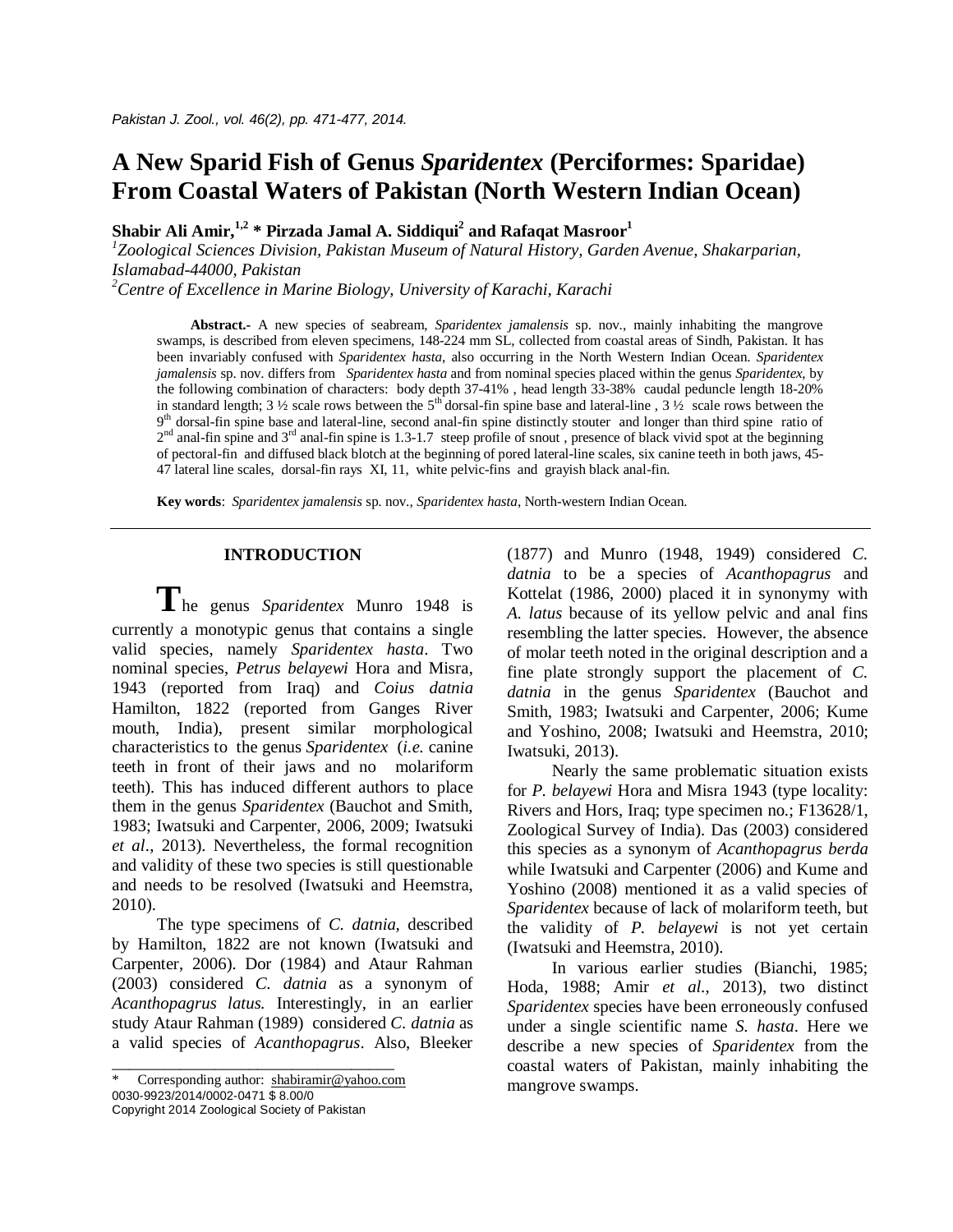# A New Sparid Fish of Genus *Sparidentex* (Perciformes: Sparidae) From Coastal Waters of Pakistan (North Western Indian Ocean)

**Shabir Ali Amir,[1,2] * Pirzada Jamal A. Siddiqui[2] and Rafaqat Masroor[1]**

*[1]Zoological Sciences Division, Pakistan Museum of Natural History, Garden Avenue, Shakarparian, Islamabad-44000, Pakistan*

*[2]Centre of Excellence in Marine Biology, University of Karachi, Karachi*

**Abstract.-** A new species of seabream, *Sparidentex jamalensis* sp. nov., mainly inhabiting the mangrove swamps, is described from eleven specimens, 148-224 mm SL, collected from coastal areas of Sindh, Pakistan. It has been invariably confused with *Sparidentex hasta*, also occurring in the North Western Indian Ocean. *Sparidentex jamalensis* sp. nov. differs from *Sparidentex hasta* and from nominal species placed within the genus *Sparidentex*, by the following combination of characters: body depth 37-41% , head length 33-38% caudal peduncle length 18-20% in standard length; 3 ½ scale rows between the 5th dorsal-fin spine base and lateral-line , 3 ½ scale rows between the 9th dorsal-fin spine base and lateral-line, second anal-fin spine distinctly stouter and longer than third spine ratio of 2nd anal-fin spine and 3rd anal-fin spine is 1.3-1.7 steep profile of snout , presence of black vivid spot at the beginning of pectoral-fin and diffused black blotch at the beginning of pored lateral-line scales, six canine teeth in both jaws, 45-47 lateral line scales, dorsal-fin rays XI, 11, white pelvic-fins and grayish black anal-fin.

**Key words**: *Sparidentex jamalensis* sp. nov., *Sparidentex hasta*, North-western Indian Ocean.

## INTRODUCTION

The genus *Sparidentex* Munro 1948 is currently a monotypic genus that contains a single valid species, namely *Sparidentex hasta*. Two nominal species, *Petrus belayewi* Hora and Misra, 1943 (reported from Iraq) and *Coius datnia* Hamilton, 1822 (reported from Ganges River mouth, India), present similar morphological characteristics to the genus *Sparidentex* (*i.e.* canine teeth in front of their jaws and no molariform teeth). This has induced different authors to place them in the genus *Sparidentex* (Bauchot and Smith, 1983; Iwatsuki and Carpenter, 2006, 2009; Iwatsuki *et al*., 2013). Nevertheless, the formal recognition and validity of these two species is still questionable and needs to be resolved (Iwatsuki and Heemstra, 2010).

The type specimens of *C. datnia,* described by Hamilton, 1822 are not known (Iwatsuki and Carpenter, 2006). Dor (1984) and Ataur Rahman (2003) considered *C. datnia* as a synonym of *Acanthopagrus latus.* Interestingly, in an earlier study Ataur Rahman (1989) considered *C. datnia* as a valid species of *Acanthopagrus*. Also, Bleeker (1877) and Munro (1948, 1949) considered *C. datnia* to be a species of *Acanthopagrus* and Kottelat (1986, 2000) placed it in synonymy with *A. latus* because of its yellow pelvic and anal fins resembling the latter species. However, the absence of molar teeth noted in the original description and a fine plate strongly support the placement of *C. datnia* in the genus *Sparidentex* (Bauchot and Smith, 1983; Iwatsuki and Carpenter, 2006; Kume and Yoshino, 2008; Iwatsuki and Heemstra, 2010; Iwatsuki, 2013).

Nearly the same problematic situation exists for *P. belayewi* Hora and Misra 1943 (type locality: Rivers and Hors, Iraq; type specimen no.; F13628/1, Zoological Survey of India). Das (2003) considered this species as a synonym of *Acanthopagrus berda* while Iwatsuki and Carpenter (2006) and Kume and Yoshino (2008) mentioned it as a valid species of *Sparidentex* because of lack of molariform teeth, but the validity of *P. belayewi* is not yet certain (Iwatsuki and Heemstra, 2010).

In various earlier studies (Bianchi, 1985; Hoda, 1988; Amir *et al.*, 2013), two distinct *Sparidentex* species have been erroneously confused under a single scientific name *S. hasta*. Here we describe a new species of *Sparidentex* from the coastal waters of Pakistan, mainly inhabiting the mangrove swamps.

\* Corresponding author: shabiramir@yahoo.com
0030-9923/2014/0002-0471 $ 8.00/0
Copyright 2014 Zoological Society of Pakistan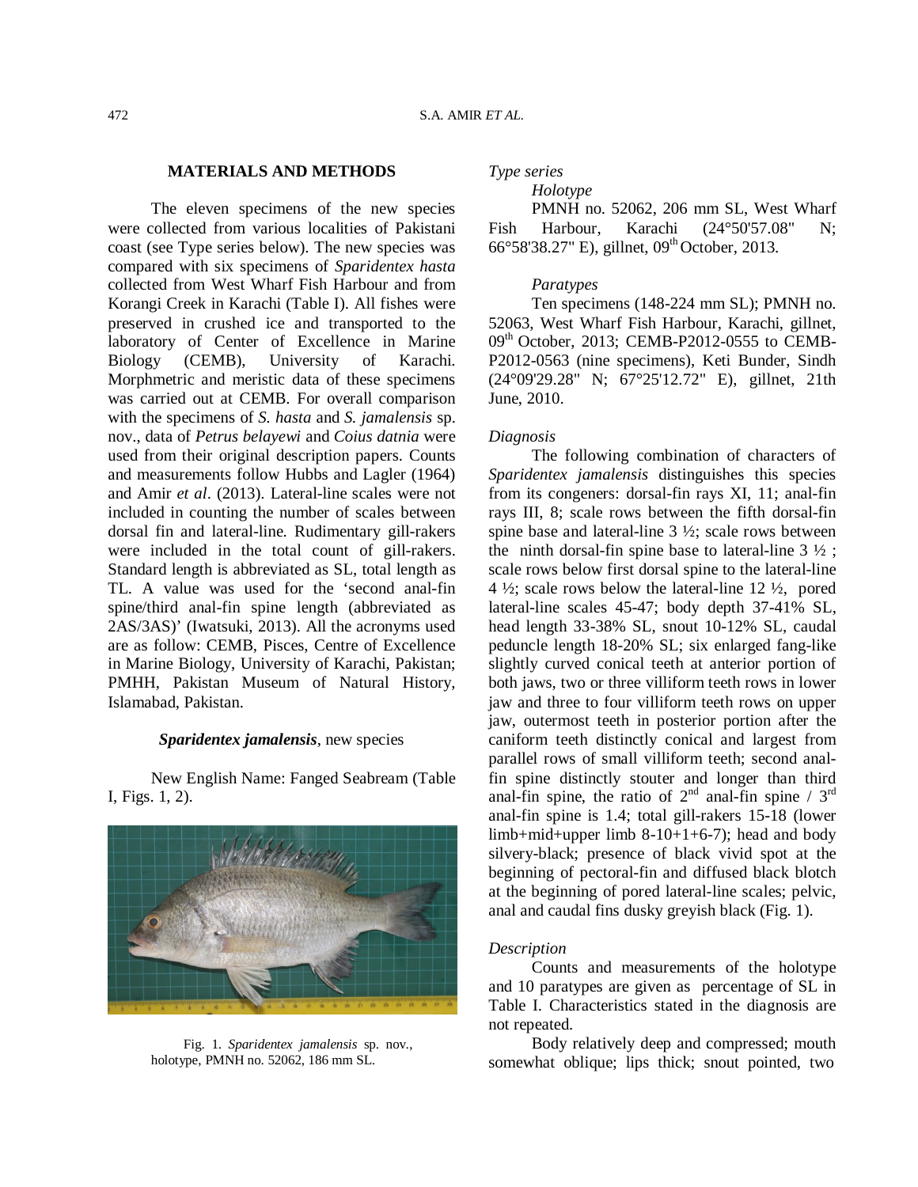## MATERIALS AND METHODS

The eleven specimens of the new species were collected from various localities of Pakistani coast (see Type series below). The new species was compared with six specimens of *Sparidentex hasta* collected from West Wharf Fish Harbour and from Korangi Creek in Karachi (Table I). All fishes were preserved in crushed ice and transported to the laboratory of Center of Excellence in Marine Biology (CEMB), University of Karachi. Morphmetric and meristic data of these specimens was carried out at CEMB. For overall comparison with the specimens of *S. hasta* and *S. jamalensis* sp. nov., data of *Petrus belayewi* and *Coius datnia* were used from their original description papers. Counts and measurements follow Hubbs and Lagler (1964) and Amir *et al*. (2013). Lateral-line scales were not included in counting the number of scales between dorsal fin and lateral-line. Rudimentary gill-rakers were included in the total count of gill-rakers. Standard length is abbreviated as SL, total length as TL. A value was used for the 'second anal-fin spine/third anal-fin spine length (abbreviated as 2AS/3AS)' (Iwatsuki, 2013). All the acronyms used are as follow: CEMB, Pisces, Centre of Excellence in Marine Biology, University of Karachi, Pakistan; PMHH, Pakistan Museum of Natural History, Islamabad, Pakistan.

### *Sparidentex jamalensis*, new species

New English Name: Fanged Seabream (Table I, Figs. 1, 2).

Fig. 1. *Sparidentex jamalensis* sp. nov., holotype, PMNH no. 52062, 186 mm SL.

*Type series*

*Holotype*

PMNH no. 52062, 206 mm SL, West Wharf Fish Harbour, Karachi (24°50'57.08" N; 66°58'38.27" E), gillnet, 09th October, 2013.

*Paratypes*

Ten specimens (148-224 mm SL); PMNH no. 52063, West Wharf Fish Harbour, Karachi, gillnet, 09th October, 2013; CEMB-P2012-0555 to CEMB-P2012-0563 (nine specimens), Keti Bunder, Sindh (24°09'29.28" N; 67°25'12.72" E), gillnet, 21th June, 2010.

*Diagnosis*

The following combination of characters of *Sparidentex jamalensis* distinguishes this species from its congeners: dorsal-fin rays XI, 11; anal-fin rays III, 8; scale rows between the fifth dorsal-fin spine base and lateral-line 3 ½; scale rows between the ninth dorsal-fin spine base to lateral-line 3 ½ ; scale rows below first dorsal spine to the lateral-line 4 ½; scale rows below the lateral-line 12 ½, pored lateral-line scales 45-47; body depth 37-41% SL, head length 33-38% SL, snout 10-12% SL, caudal peduncle length 18-20% SL; six enlarged fang-like slightly curved conical teeth at anterior portion of both jaws, two or three villiform teeth rows in lower jaw and three to four villiform teeth rows on upper jaw, outermost teeth in posterior portion after the caniform teeth distinctly conical and largest from parallel rows of small villiform teeth; second anal-fin spine distinctly stouter and longer than third anal-fin spine, the ratio of 2nd anal-fin spine / 3rd anal-fin spine is 1.4; total gill-rakers 15-18 (lower limb+mid+upper limb 8-10+1+6-7); head and body silvery-black; presence of black vivid spot at the beginning of pectoral-fin and diffused black blotch at the beginning of pored lateral-line scales; pelvic, anal and caudal fins dusky greyish black (Fig. 1).

*Description*

Counts and measurements of the holotype and 10 paratypes are given as percentage of SL in Table I. Characteristics stated in the diagnosis are not repeated.

Body relatively deep and compressed; mouth somewhat oblique; lips thick; snout pointed, two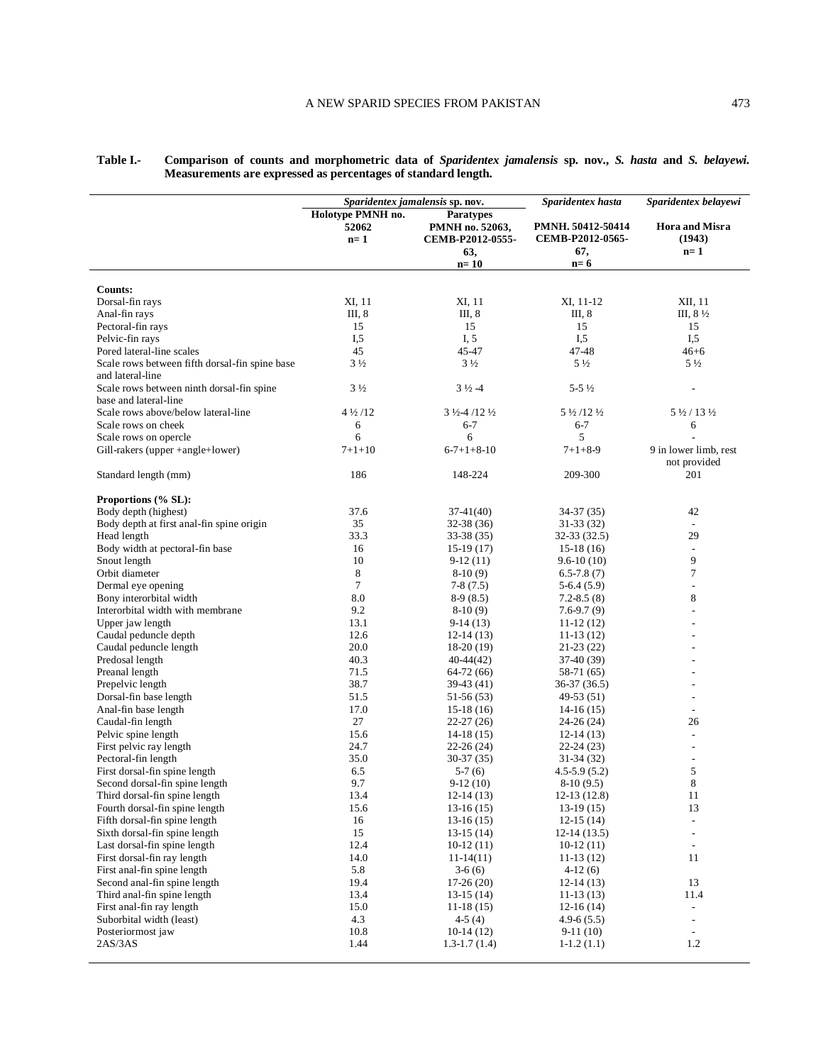**Table I.- Comparison of counts and morphometric data of *Sparidentex jamalensis* sp. nov., *S. hasta* and *S. belayewi*. Measurements are expressed as percentages of standard length.**

| | *Sparidentex jamalensis* sp. nov. | | *Sparidentex hasta* | *Sparidentex belayewi* |
|---|---|---|---|---|
| | Holotype PMNH no. 52062 n= 1 | Paratypes PMNH no. 52063, CEMB-P2012-0555-63, n= 10 | PMNH. 50412-50414 CEMB-P2012-0565-67, n= 6 | Hora and Misra (1943) n= 1 |
| **Counts:** | | | | |
| Dorsal-fin rays | XI, 11 | XI, 11 | XI, 11-12 | XII, 11 |
| Anal-fin rays | III, 8 | III, 8 | III, 8 | III, 8 ½ |
| Pectoral-fin rays | 15 | 15 | 15 | 15 |
| Pelvic-fin rays | I,5 | I, 5 | I,5 | I,5 |
| Pored lateral-line scales | 45 | 45-47 | 47-48 | 46+6 |
| Scale rows between fifth dorsal-fin spine base and lateral-line | 3 ½ | 3 ½ | 5 ½ | 5 ½ |
| Scale rows between ninth dorsal-fin spine base and lateral-line | 3 ½ | 3 ½ -4 | 5-5 ½ | - |
| Scale rows above/below lateral-line | 4 ½ /12 | 3 ½-4 /12 ½ | 5 ½ /12 ½ | 5 ½ / 13 ½ |
| Scale rows on cheek | 6 | 6-7 | 6-7 | 6 |
| Scale rows on opercle | 6 | 6 | 5 | - |
| Gill-rakers (upper +angle+lower) | 7+1+10 | 6-7+1+8-10 | 7+1+8-9 | 9 in lower limb, rest not provided |
| Standard length (mm) | 186 | 148-224 | 209-300 | 201 |
| **Proportions (% SL):** | | | | |
| Body depth (highest) | 37.6 | 37-41(40) | 34-37 (35) | 42 |
| Body depth at first anal-fin spine origin | 35 | 32-38 (36) | 31-33 (32) | - |
| Head length | 33.3 | 33-38 (35) | 32-33 (32.5) | 29 |
| Body width at pectoral-fin base | 16 | 15-19 (17) | 15-18 (16) | - |
| Snout length | 10 | 9-12 (11) | 9.6-10 (10) | 9 |
| Orbit diameter | 8 | 8-10 (9) | 6.5-7.8 (7) | 7 |
| Dermal eye opening | 7 | 7-8 (7.5) | 5-6.4 (5.9) | - |
| Bony interorbital width | 8.0 | 8-9 (8.5) | 7.2-8.5 (8) | 8 |
| Interorbital width with membrane | 9.2 | 8-10 (9) | 7.6-9.7 (9) | - |
| Upper jaw length | 13.1 | 9-14 (13) | 11-12 (12) | - |
| Caudal peduncle depth | 12.6 | 12-14 (13) | 11-13 (12) | - |
| Caudal peduncle length | 20.0 | 18-20 (19) | 21-23 (22) | - |
| Predosal length | 40.3 | 40-44(42) | 37-40 (39) | - |
| Preanal length | 71.5 | 64-72 (66) | 58-71 (65) | - |
| Prepelvic length | 38.7 | 39-43 (41) | 36-37 (36.5) | - |
| Dorsal-fin base length | 51.5 | 51-56 (53) | 49-53 (51) | - |
| Anal-fin base length | 17.0 | 15-18 (16) | 14-16 (15) | - |
| Caudal-fin length | 27 | 22-27 (26) | 24-26 (24) | 26 |
| Pelvic spine length | 15.6 | 14-18 (15) | 12-14 (13) | - |
| First pelvic ray length | 24.7 | 22-26 (24) | 22-24 (23) | - |
| Pectoral-fin length | 35.0 | 30-37 (35) | 31-34 (32) | - |
| First dorsal-fin spine length | 6.5 | 5-7 (6) | 4.5-5.9 (5.2) | 5 |
| Second dorsal-fin spine length | 9.7 | 9-12 (10) | 8-10 (9.5) | 8 |
| Third dorsal-fin spine length | 13.4 | 12-14 (13) | 12-13 (12.8) | 11 |
| Fourth dorsal-fin spine length | 15.6 | 13-16 (15) | 13-19 (15) | 13 |
| Fifth dorsal-fin spine length | 16 | 13-16 (15) | 12-15 (14) | - |
| Sixth dorsal-fin spine length | 15 | 13-15 (14) | 12-14 (13.5) | - |
| Last dorsal-fin spine length | 12.4 | 10-12 (11) | 10-12 (11) | - |
| First dorsal-fin ray length | 14.0 | 11-14(11) | 11-13 (12) | 11 |
| First anal-fin spine length | 5.8 | 3-6 (6) | 4-12 (6) | |
| Second anal-fin spine length | 19.4 | 17-26 (20) | 12-14 (13) | 13 |
| Third anal-fin spine length | 13.4 | 13-15 (14) | 11-13 (13) | 11.4 |
| First anal-fin ray length | 15.0 | 11-18 (15) | 12-16 (14) | - |
| Suborbital width (least) | 4.3 | 4-5 (4) | 4.9-6 (5.5) | - |
| Posteriormost jaw | 10.8 | 10-14 (12) | 9-11 (10) | - |
| 2AS/3AS | 1.44 | 1.3-1.7 (1.4) | 1-1.2 (1.1) | 1.2 |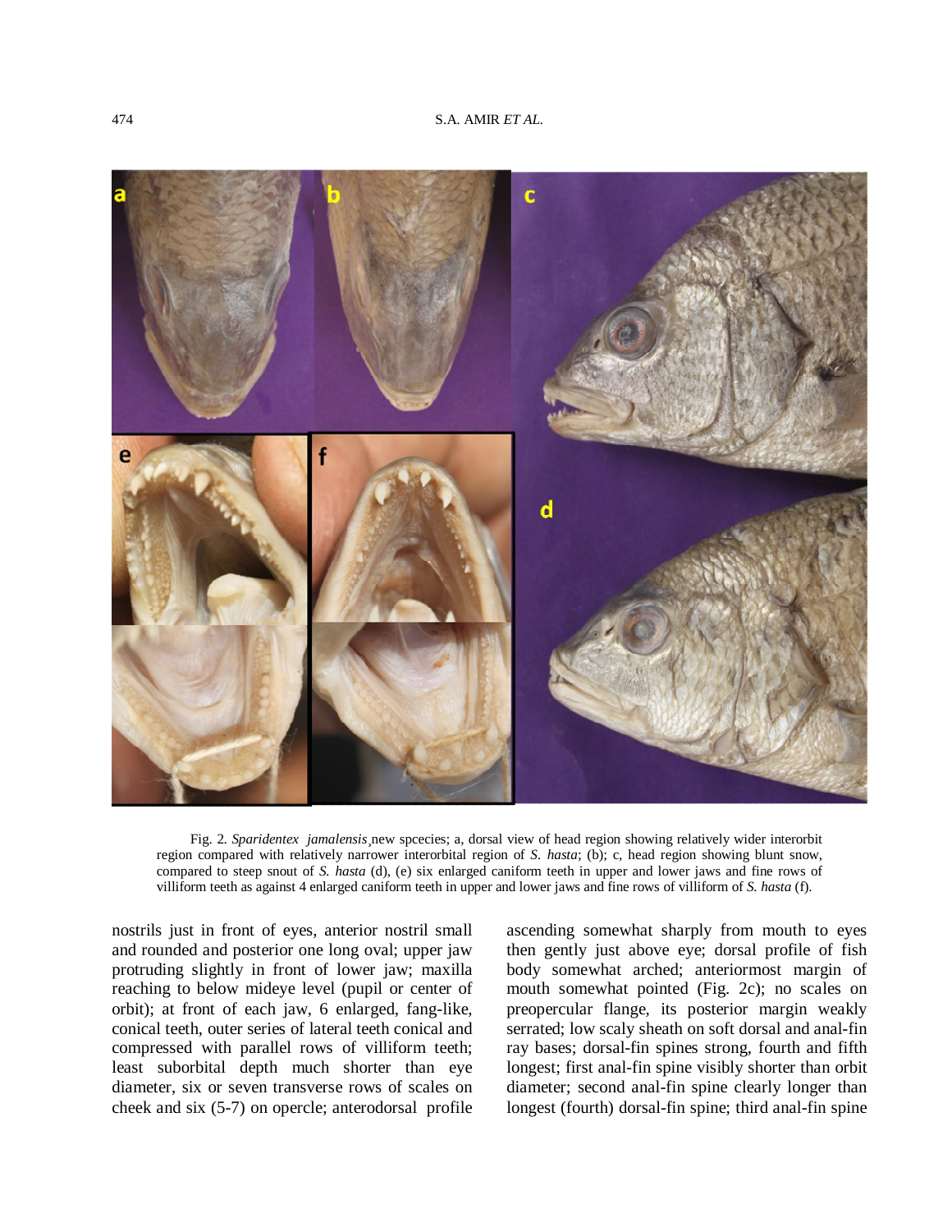Fig. 2. *Sparidentex jamalensis*¸new spcecies; a, dorsal view of head region showing relatively wider interorbit region compared with relatively narrower interorbital region of *S. hasta*; (b); c, head region showing blunt snow, compared to steep snout of *S. hasta* (d), (e) six enlarged caniform teeth in upper and lower jaws and fine rows of villiform teeth as against 4 enlarged caniform teeth in upper and lower jaws and fine rows of villiform of *S. hasta* (f).

nostrils just in front of eyes, anterior nostril small and rounded and posterior one long oval; upper jaw protruding slightly in front of lower jaw; maxilla reaching to below mideye level (pupil or center of orbit); at front of each jaw, 6 enlarged, fang-like, conical teeth, outer series of lateral teeth conical and compressed with parallel rows of villiform teeth; least suborbital depth much shorter than eye diameter, six or seven transverse rows of scales on cheek and six (5-7) on opercle; anterodorsal profile ascending somewhat sharply from mouth to eyes then gently just above eye; dorsal profile of fish body somewhat arched; anteriormost margin of mouth somewhat pointed (Fig. 2c); no scales on preopercular flange, its posterior margin weakly serrated; low scaly sheath on soft dorsal and anal-fin ray bases; dorsal-fin spines strong, fourth and fifth longest; first anal-fin spine visibly shorter than orbit diameter; second anal-fin spine clearly longer than longest (fourth) dorsal-fin spine; third anal-fin spine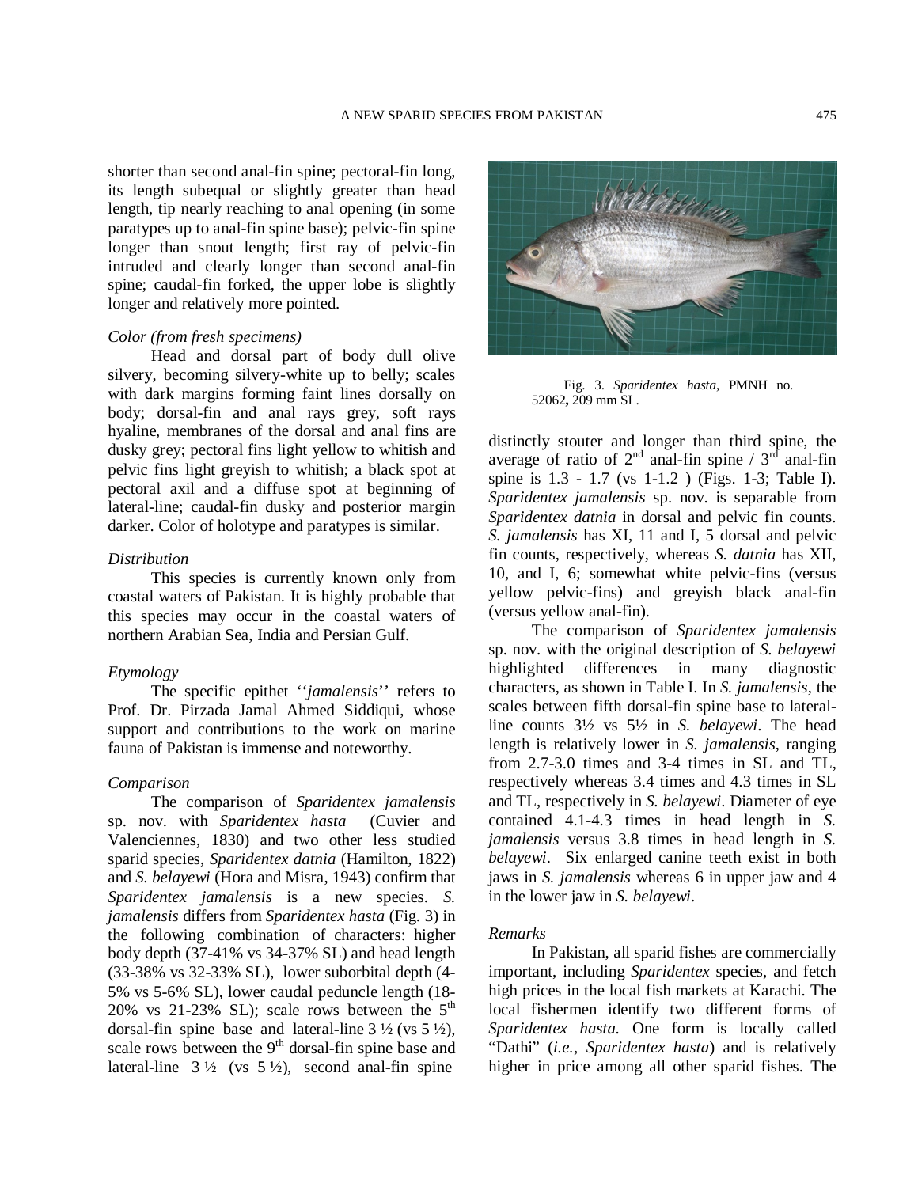shorter than second anal-fin spine; pectoral-fin long, its length subequal or slightly greater than head length, tip nearly reaching to anal opening (in some paratypes up to anal-fin spine base); pelvic-fin spine longer than snout length; first ray of pelvic-fin intruded and clearly longer than second anal-fin spine; caudal-fin forked, the upper lobe is slightly longer and relatively more pointed.

*Color (from fresh specimens)*

Head and dorsal part of body dull olive silvery, becoming silvery-white up to belly; scales with dark margins forming faint lines dorsally on body; dorsal-fin and anal rays grey, soft rays hyaline, membranes of the dorsal and anal fins are dusky grey; pectoral fins light yellow to whitish and pelvic fins light greyish to whitish; a black spot at pectoral axil and a diffuse spot at beginning of lateral-line; caudal-fin dusky and posterior margin darker. Color of holotype and paratypes is similar.

*Distribution*

This species is currently known only from coastal waters of Pakistan. It is highly probable that this species may occur in the coastal waters of northern Arabian Sea, India and Persian Gulf.

*Etymology*

The specific epithet ''*jamalensis*'' refers to Prof. Dr. Pirzada Jamal Ahmed Siddiqui, whose support and contributions to the work on marine fauna of Pakistan is immense and noteworthy.

*Comparison*

The comparison of *Sparidentex jamalensis* sp. nov. with *Sparidentex hasta* (Cuvier and Valenciennes, 1830) and two other less studied sparid species, *Sparidentex datnia* (Hamilton, 1822) and *S. belayewi* (Hora and Misra, 1943) confirm that *Sparidentex jamalensis* is a new species. *S. jamalensis* differs from *Sparidentex hasta* (Fig. 3) in the following combination of characters: higher body depth (37-41% vs 34-37% SL) and head length (33-38% vs 32-33% SL), lower suborbital depth (4-5% vs 5-6% SL), lower caudal peduncle length (18-20% vs 21-23% SL); scale rows between the 5th dorsal-fin spine base and lateral-line 3 ½ (vs 5 ½), scale rows between the 9th dorsal-fin spine base and lateral-line 3 ½ (vs 5 ½), second anal-fin spine distinctly stouter and longer than third spine, the average of ratio of 2nd anal-fin spine / 3rd anal-fin spine is 1.3 - 1.7 (vs 1-1.2 ) (Figs. 1-3; Table I). *Sparidentex jamalensis* sp. nov. is separable from *Sparidentex datnia* in dorsal and pelvic fin counts. *S. jamalensis* has XI, 11 and I, 5 dorsal and pelvic fin counts, respectively, whereas *S. datnia* has XII, 10, and I, 6; somewhat white pelvic-fins (versus yellow pelvic-fins) and greyish black anal-fin (versus yellow anal-fin).

Fig. 3. *Sparidentex hasta*, PMNH no. 52062**,** 209 mm SL.

The comparison of *Sparidentex jamalensis* sp. nov. with the original description of *S. belayewi* highlighted differences in many diagnostic characters, as shown in Table I. In *S. jamalensis*, the scales between fifth dorsal-fin spine base to lateral-line counts 3½ vs 5½ in *S. belayewi*. The head length is relatively lower in *S. jamalensis*, ranging from 2.7-3.0 times and 3-4 times in SL and TL, respectively whereas 3.4 times and 4.3 times in SL and TL, respectively in *S. belayewi*. Diameter of eye contained 4.1-4.3 times in head length in *S. jamalensis* versus 3.8 times in head length in *S. belayewi*. Six enlarged canine teeth exist in both jaws in *S. jamalensis* whereas 6 in upper jaw and 4 in the lower jaw in *S. belayewi*.

*Remarks*

In Pakistan, all sparid fishes are commercially important, including *Sparidentex* species, and fetch high prices in the local fish markets at Karachi. The local fishermen identify two different forms of *Sparidentex hasta.* One form is locally called "Dathi" (*i.e.*, *Sparidentex hasta*) and is relatively higher in price among all other sparid fishes. The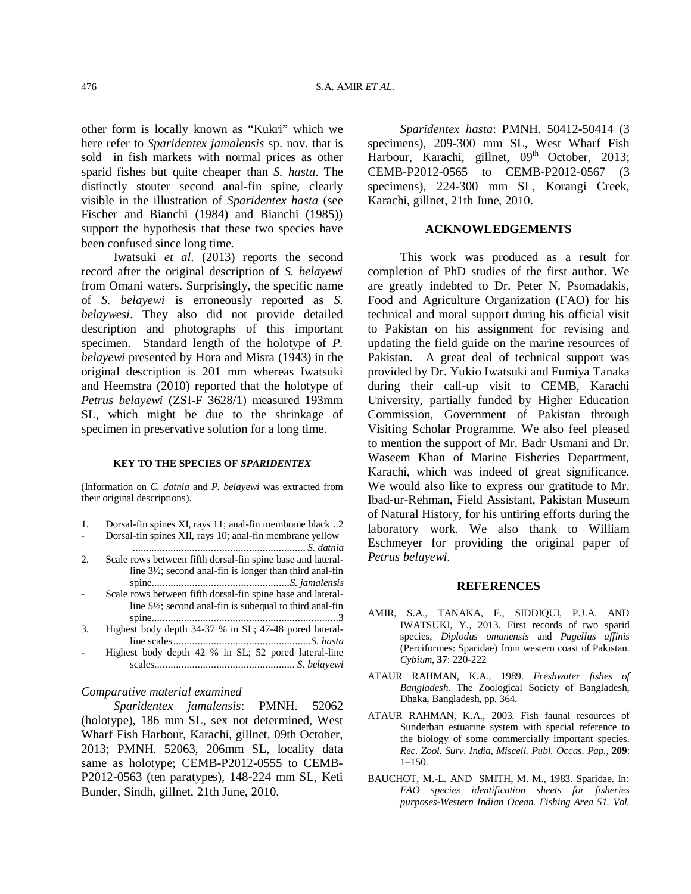other form is locally known as "Kukri" which we here refer to *Sparidentex jamalensis* sp. nov. that is sold in fish markets with normal prices as other sparid fishes but quite cheaper than *S. hasta*. The distinctly stouter second anal-fin spine, clearly visible in the illustration of *Sparidentex hasta* (see Fischer and Bianchi (1984) and Bianchi (1985)) support the hypothesis that these two species have been confused since long time.

Iwatsuki *et al*. (2013) reports the second record after the original description of *S. belayewi* from Omani waters. Surprisingly, the specific name of *S. belayewi* is erroneously reported as *S. belaywesi*. They also did not provide detailed description and photographs of this important specimen. Standard length of the holotype of *P. belayewi* presented by Hora and Misra (1943) in the original description is 201 mm whereas Iwatsuki and Heemstra (2010) reported that the holotype of *Petrus belayewi* (ZSI-F 3628/1) measured 193mm SL, which might be due to the shrinkage of specimen in preservative solution for a long time.

#### KEY TO THE SPECIES OF *SPARIDENTEX*

(Information on *C. datnia* and *P. belayewi* was extracted from their original descriptions).

1. Dorsal-fin spines XI, rays 11; anal-fin membrane black ..2
- Dorsal-fin spines XII, rays 10; anal-fin membrane yellow ............................................................... *S. datnia*

2. Scale rows between fifth dorsal-fin spine base and lateral-line 3½; second anal-fin is longer than third anal-fin spine................................................... *S. jamalensis*
- Scale rows between fifth dorsal-fin spine base and lateral-line 5½; second anal-fin is subequal to third anal-fin spine.....................................................................3

3. Highest body depth 34-37 % in SL; 47-48 pored lateral-line scales................................................... *S. hasta*
- Highest body depth 42 % in SL; 52 pored lateral-line scales.................................................... *S. belayewi*

### *Comparative material examined*

*Sparidentex jamalensis*: PMNH. 52062 (holotype), 186 mm SL, sex not determined, West Wharf Fish Harbour, Karachi, gillnet, 09th October, 2013; PMNH. 52063, 206mm SL, locality data same as holotype; CEMB-P2012-0555 to CEMB-P2012-0563 (ten paratypes), 148-224 mm SL, Keti Bunder, Sindh, gillnet, 21th June, 2010.

*Sparidentex hasta*: PMNH. 50412-50414 (3 specimens), 209-300 mm SL, West Wharf Fish Harbour, Karachi, gillnet, 09th October, 2013; CEMB-P2012-0565 to CEMB-P2012-0567 (3 specimens), 224-300 mm SL, Korangi Creek, Karachi, gillnet, 21th June, 2010.

## ACKNOWLEDGEMENTS

This work was produced as a result for completion of PhD studies of the first author. We are greatly indebted to Dr. Peter N. Psomadakis, Food and Agriculture Organization (FAO) for his technical and moral support during his official visit to Pakistan on his assignment for revising and updating the field guide on the marine resources of Pakistan. A great deal of technical support was provided by Dr. Yukio Iwatsuki and Fumiya Tanaka during their call-up visit to CEMB, Karachi University, partially funded by Higher Education Commission, Government of Pakistan through Visiting Scholar Programme. We also feel pleased to mention the support of Mr. Badr Usmani and Dr. Waseem Khan of Marine Fisheries Department, Karachi, which was indeed of great significance. We would also like to express our gratitude to Mr. Ibad-ur-Rehman, Field Assistant, Pakistan Museum of Natural History, for his untiring efforts during the laboratory work. We also thank to William Eschmeyer for providing the original paper of *Petrus belayewi*.

## REFERENCES

AMIR, S.A., TANAKA, F., SIDDIQUI, P.J.A. AND IWATSUKI, Y., 2013. First records of two sparid species, *Diplodus omanensis* and *Pagellus affinis* (Perciformes: Sparidae) from western coast of Pakistan. *Cybium*, **37**: 220-222

ATAUR RAHMAN, K.A., 1989. *Freshwater fishes of Bangladesh*. The Zoological Society of Bangladesh, Dhaka, Bangladesh, pp. 364.

ATAUR RAHMAN, K.A., 2003. Fish faunal resources of Sunderban estuarine system with special reference to the biology of some commercially important species. *Rec. Zool. Surv. India, Miscell. Publ. Occas. Pap.*, **209**: 1–150.

BAUCHOT, M.-L. AND SMITH, M. M., 1983. Sparidae. In*: FAO species identification sheets for fisheries purposes-Western Indian Ocean. Fishing Area 51. Vol.*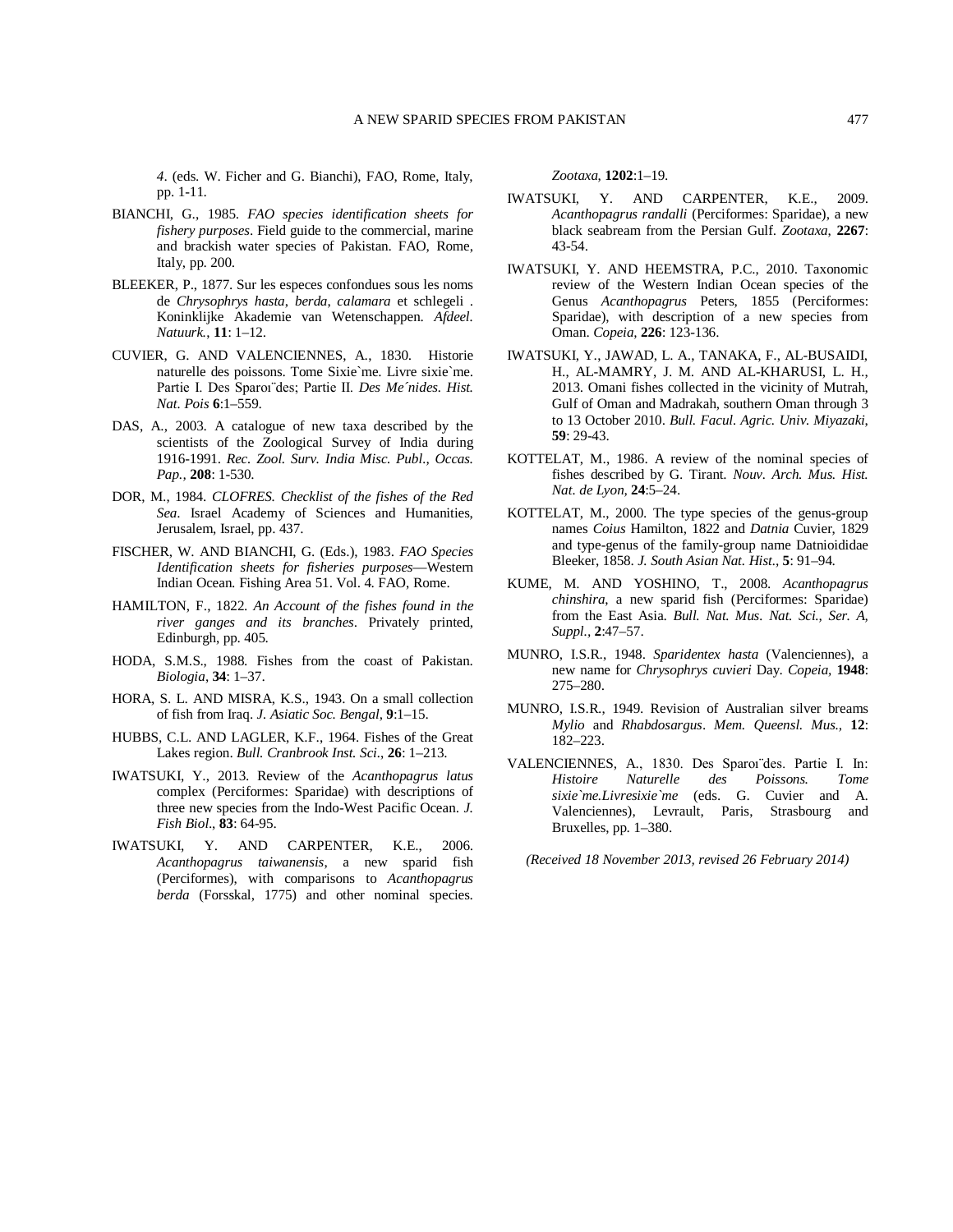*4*. (eds. W. Ficher and G. Bianchi), FAO, Rome, Italy, pp. 1-11.

BIANCHI, G., 1985. *FAO species identification sheets for fishery purposes*. Field guide to the commercial, marine and brackish water species of Pakistan. FAO, Rome, Italy, pp. 200.

BLEEKER, P., 1877. Sur les especes confondues sous les noms de *Chrysophrys hasta*, *berda*, *calamara* et schlegeli . Koninklijke Akademie van Wetenschappen. *Afdeel. Natuurk.*, **11**: 1–12.

CUVIER, G. AND VALENCIENNES, A., 1830. Historie naturelle des poissons. Tome Sixie`me. Livre sixie`me. Partie I. Des Sparoı¨des; Partie II. *Des Me´nides. Hist. Nat. Pois* **6**:1–559.

DAS, A., 2003. A catalogue of new taxa described by the scientists of the Zoological Survey of India during 1916-1991. *Rec. Zool. Surv. India Misc. Publ., Occas. Pap.,* **208**: 1-530.

DOR, M., 1984. *CLOFRES. Checklist of the fishes of the Red Sea.* Israel Academy of Sciences and Humanities, Jerusalem, Israel, pp. 437.

FISCHER, W. AND BIANCHI, G. (Eds.), 1983. *FAO Species Identification sheets for fisheries purposes*—Western Indian Ocean. Fishing Area 51. Vol. 4. FAO, Rome.

HAMILTON, F., 1822. *An Account of the fishes found in the river ganges and its branches*. Privately printed, Edinburgh, pp. 405.

HODA, S.M.S., 1988. Fishes from the coast of Pakistan. *Biologia*, **34**: 1–37.

HORA, S. L. AND MISRA, K.S., 1943. On a small collection of fish from Iraq. *J. Asiatic Soc. Bengal*, **9**:1–15.

HUBBS, C.L. AND LAGLER, K.F., 1964. Fishes of the Great Lakes region. *Bull. Cranbrook Inst. Sci*., **26**: 1–213.

IWATSUKI, Y., 2013. Review of the *Acanthopagrus latus* complex (Perciformes: Sparidae) with descriptions of three new species from the Indo-West Pacific Ocean. *J. Fish Biol*., **83**: 64-95.

IWATSUKI, Y. AND CARPENTER, K.E., 2006. *Acanthopagrus taiwanensis*, a new sparid fish (Perciformes), with comparisons to *Acanthopagrus berda* (Forsskal, 1775) and other nominal species. *Zootaxa*, **1202**:1–19.

IWATSUKI, Y. AND CARPENTER, K.E., 2009. *Acanthopagrus randalli* (Perciformes: Sparidae), a new black seabream from the Persian Gulf. *Zootaxa*, **2267**: 43-54.

IWATSUKI, Y. AND HEEMSTRA, P.C., 2010. Taxonomic review of the Western Indian Ocean species of the Genus *Acanthopagrus* Peters, 1855 (Perciformes: Sparidae), with description of a new species from Oman. *Copeia*, **226**: 123-136.

IWATSUKI, Y., JAWAD, L. A., TANAKA, F., AL-BUSAIDI, H., AL-MAMRY, J. M. AND AL-KHARUSI, L. H., 2013. Omani fishes collected in the vicinity of Mutrah, Gulf of Oman and Madrakah, southern Oman through 3 to 13 October 2010. *Bull. Facul. Agric. Univ. Miyazaki*, **59**: 29-43.

KOTTELAT, M., 1986. A review of the nominal species of fishes described by G. Tirant. *Nouv. Arch. Mus. Hist. Nat. de Lyon*, **24**:5–24.

KOTTELAT, M., 2000. The type species of the genus-group names *Coius* Hamilton, 1822 and *Datnia* Cuvier, 1829 and type-genus of the family-group name Datnioididae Bleeker, 1858. *J. South Asian Nat. Hist.*, **5**: 91–94.

KUME, M. AND YOSHINO, T., 2008. *Acanthopagrus chinshira*, a new sparid fish (Perciformes: Sparidae) from the East Asia. *Bull. Nat. Mus. Nat. Sci., Ser. A, Suppl*., **2**:47–57.

MUNRO, I.S.R., 1948. *Sparidentex hasta* (Valenciennes), a new name for *Chrysophrys cuvieri* Day. *Copeia*, **1948**: 275–280.

MUNRO, I.S.R., 1949. Revision of Australian silver breams *Mylio* and *Rhabdosargus*. *Mem. Queensl. Mus.,* **12**: 182–223.

VALENCIENNES, A., 1830. Des Sparoı¨des. Partie I. In: *Histoire Naturelle des Poissons. Tome sixie`me.Livresixie`me* (eds. G. Cuvier and A. Valenciennes), Levrault, Paris, Strasbourg and Bruxelles, pp. 1–380.

*(Received 18 November 2013, revised 26 February 2014)*